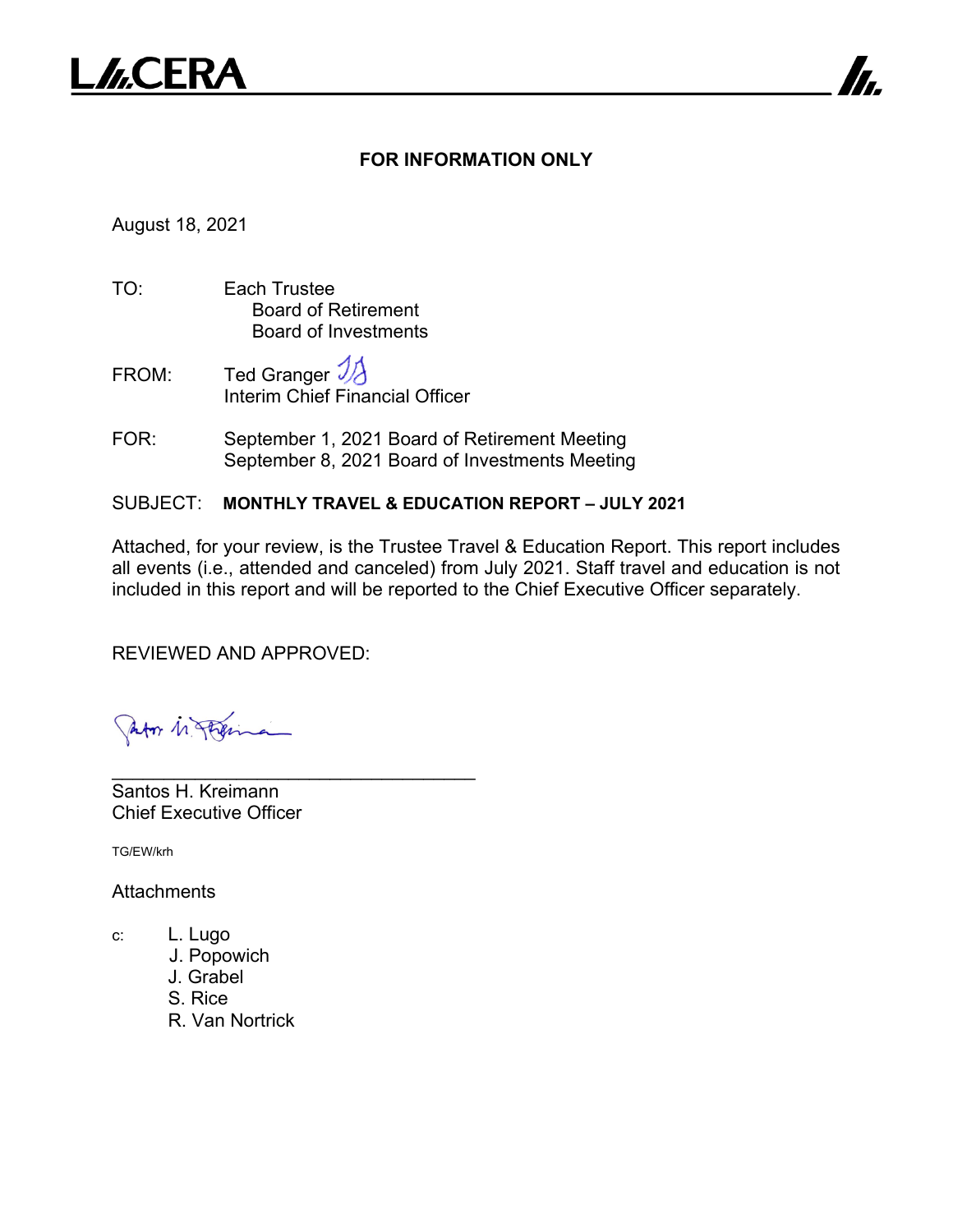L///.CERA

**FOR INFORMATION ONLY**

August 18, 2021

TO: Each Trustee
Board of Retirement
Board of Investments

FROM: Ted Granger
Interim Chief Financial Officer

FOR: September 1, 2021 Board of Retirement Meeting
September 8, 2021 Board of Investments Meeting

SUBJECT: **MONTHLY TRAVEL & EDUCATION REPORT – JULY 2021**

Attached, for your review, is the Trustee Travel & Education Report. This report includes all events (i.e., attended and canceled) from July 2021. Staff travel and education is not included in this report and will be reported to the Chief Executive Officer separately.

REVIEWED AND APPROVED:

___________________________________
Santos H. Kreimann
Chief Executive Officer

TG/EW/krh

Attachments

c: L. Lugo
J. Popowich
J. Grabel
S. Rice
R. Van Nortrick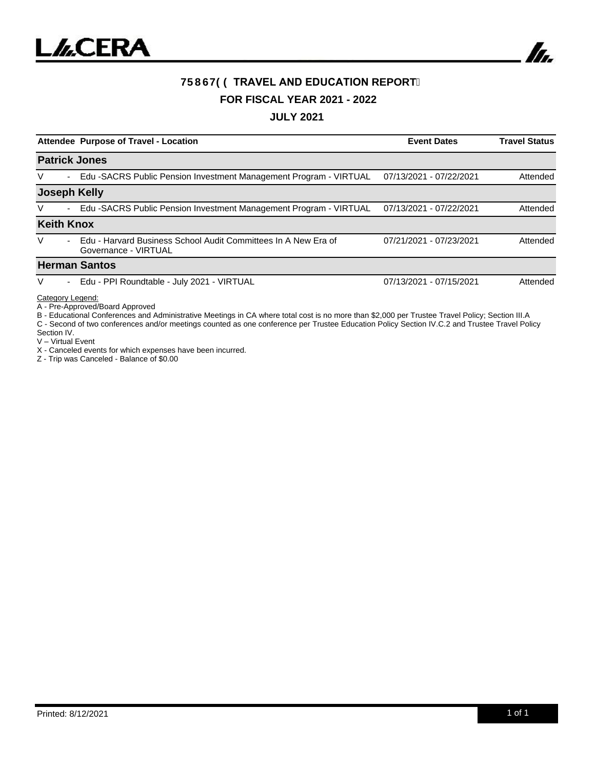## 75867(( TRAVEL AND EDUCATION REPORT

## FOR FISCAL YEAR 2021 - 2022

## JULY 2021

| Attendee | | Purpose of Travel - Location | Event Dates | Travel Status |
|---|---|---|---|---|
| **Patrick Jones** | | | | |
| V | - | Edu -SACRS Public Pension Investment Management Program - VIRTUAL | 07/13/2021 - 07/22/2021 | Attended |
| **Joseph Kelly** | | | | |
| V | - | Edu -SACRS Public Pension Investment Management Program - VIRTUAL | 07/13/2021 - 07/22/2021 | Attended |
| **Keith Knox** | | | | |
| V | - | Edu - Harvard Business School Audit Committees In A New Era of Governance - VIRTUAL | 07/21/2021 - 07/23/2021 | Attended |
| **Herman Santos** | | | | |
| V | - | Edu - PPI Roundtable - July 2021 - VIRTUAL | 07/13/2021 - 07/15/2021 | Attended |

Category Legend:
A - Pre-Approved/Board Approved
B - Educational Conferences and Administrative Meetings in CA where total cost is no more than $2,000 per Trustee Travel Policy; Section III.A
C - Second of two conferences and/or meetings counted as one conference per Trustee Education Policy Section IV.C.2 and Trustee Travel Policy Section IV.
V – Virtual Event
X - Canceled events for which expenses have been incurred.
Z - Trip was Canceled - Balance of $0.00

Printed: 8/12/2021